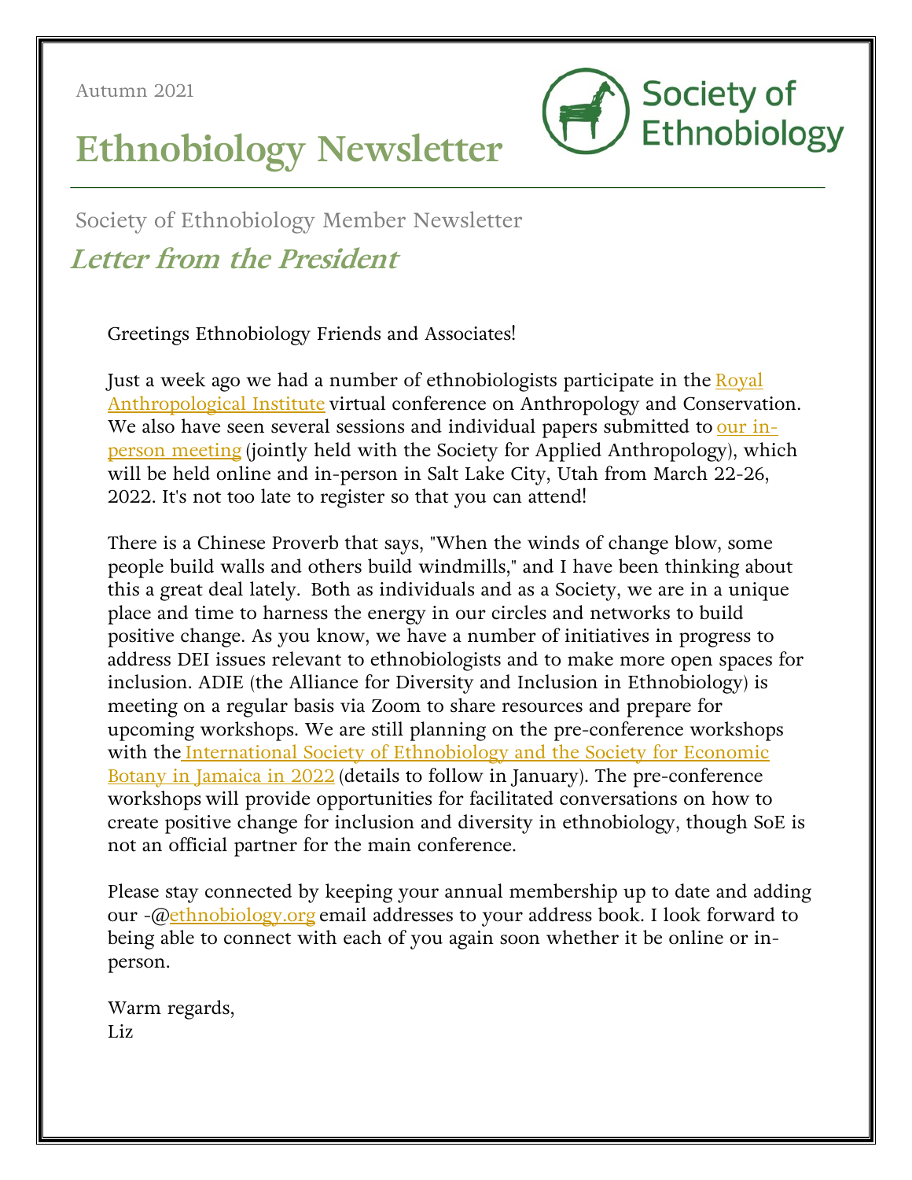Autumn 2021

# Ethnobiology Newsletter

Society of Ethnobiology

Society of Ethnobiology Member Newsletter

## *Letter from the President*

Greetings Ethnobiology Friends and Associates!

Just a week ago we had a number of ethnobiologists participate in the Royal Anthropological Institute virtual conference on Anthropology and Conservation. We also have seen several sessions and individual papers submitted to our in-person meeting (jointly held with the Society for Applied Anthropology), which will be held online and in-person in Salt Lake City, Utah from March 22-26, 2022. It's not too late to register so that you can attend!

There is a Chinese Proverb that says, "When the winds of change blow, some people build walls and others build windmills," and I have been thinking about this a great deal lately. Both as individuals and as a Society, we are in a unique place and time to harness the energy in our circles and networks to build positive change. As you know, we have a number of initiatives in progress to address DEI issues relevant to ethnobiologists and to make more open spaces for inclusion. ADIE (the Alliance for Diversity and Inclusion in Ethnobiology) is meeting on a regular basis via Zoom to share resources and prepare for upcoming workshops. We are still planning on the pre-conference workshops with the International Society of Ethnobiology and the Society for Economic Botany in Jamaica in 2022 (details to follow in January). The pre-conference workshops will provide opportunities for facilitated conversations on how to create positive change for inclusion and diversity in ethnobiology, though SoE is not an official partner for the main conference.

Please stay connected by keeping your annual membership up to date and adding our -@ethnobiology.org email addresses to your address book. I look forward to being able to connect with each of you again soon whether it be online or in-person.

Warm regards,
Liz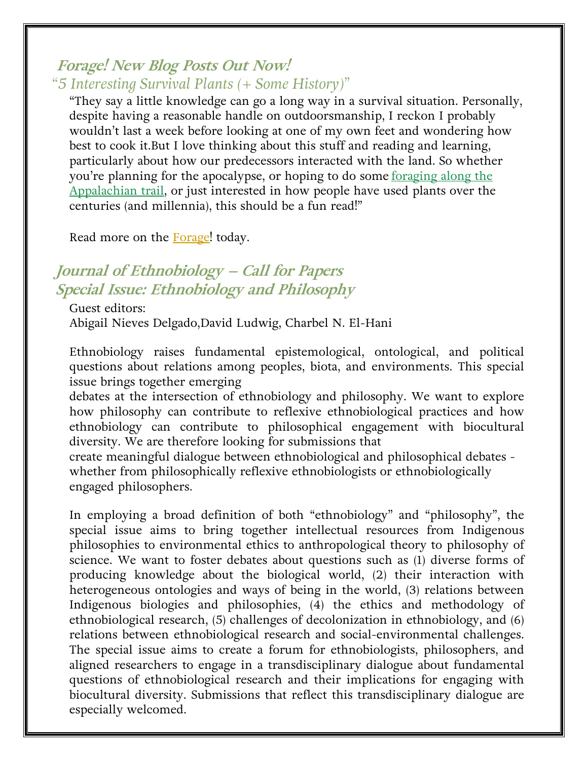## Forage! New Blog Posts Out Now!

### *"5 Interesting Survival Plants (+ Some History)"*

"They say a little knowledge can go a long way in a survival situation. Personally, despite having a reasonable handle on outdoorsmanship, I reckon I probably wouldn't last a week before looking at one of my own feet and wondering how best to cook it.But I love thinking about this stuff and reading and learning, particularly about how our predecessors interacted with the land. So whether you're planning for the apocalypse, or hoping to do some foraging along the Appalachian trail, or just interested in how people have used plants over the centuries (and millennia), this should be a fun read!"

Read more on the Forage! today.

## Journal of Ethnobiology – Call for Papers
## Special Issue: Ethnobiology and Philosophy

Guest editors:
Abigail Nieves Delgado,David Ludwig, Charbel N. El-Hani

Ethnobiology raises fundamental epistemological, ontological, and political questions about relations among peoples, biota, and environments. This special issue brings together emerging debates at the intersection of ethnobiology and philosophy. We want to explore how philosophy can contribute to reflexive ethnobiological practices and how ethnobiology can contribute to philosophical engagement with biocultural diversity. We are therefore looking for submissions that create meaningful dialogue between ethnobiological and philosophical debates - whether from philosophically reflexive ethnobiologists or ethnobiologically engaged philosophers.

In employing a broad definition of both "ethnobiology" and "philosophy", the special issue aims to bring together intellectual resources from Indigenous philosophies to environmental ethics to anthropological theory to philosophy of science. We want to foster debates about questions such as (1) diverse forms of producing knowledge about the biological world, (2) their interaction with heterogeneous ontologies and ways of being in the world, (3) relations between Indigenous biologies and philosophies, (4) the ethics and methodology of ethnobiological research, (5) challenges of decolonization in ethnobiology, and (6) relations between ethnobiological research and social-environmental challenges. The special issue aims to create a forum for ethnobiologists, philosophers, and aligned researchers to engage in a transdisciplinary dialogue about fundamental questions of ethnobiological research and their implications for engaging with biocultural diversity. Submissions that reflect this transdisciplinary dialogue are especially welcomed.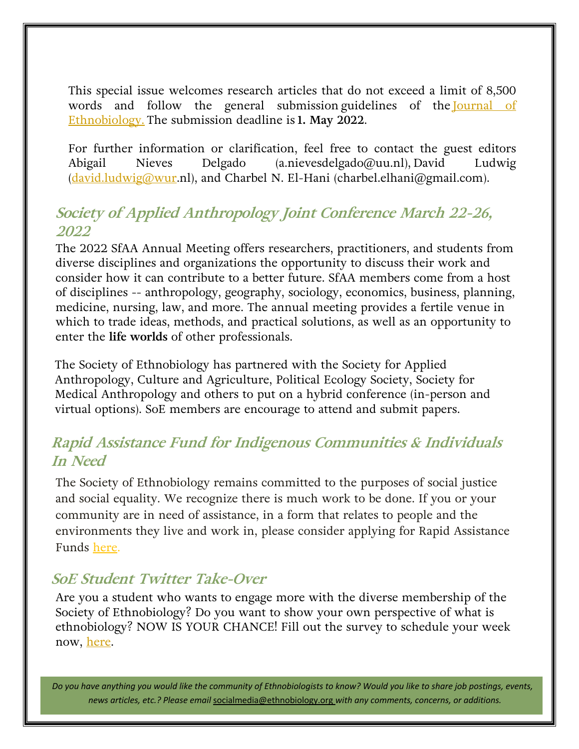This special issue welcomes research articles that do not exceed a limit of 8,500 words and follow the general submission guidelines of the Journal of Ethnobiology. The submission deadline is **1. May 2022**.

For further information or clarification, feel free to contact the guest editors Abigail Nieves Delgado (a.nievesdelgado@uu.nl), David Ludwig (david.ludwig@wur.nl), and Charbel N. El-Hani (charbel.elhani@gmail.com).

## Society of Applied Anthropology Joint Conference March 22-26, 2022

The 2022 SfAA Annual Meeting offers researchers, practitioners, and students from diverse disciplines and organizations the opportunity to discuss their work and consider how it can contribute to a better future. SfAA members come from a host of disciplines -- anthropology, geography, sociology, economics, business, planning, medicine, nursing, law, and more. The annual meeting provides a fertile venue in which to trade ideas, methods, and practical solutions, as well as an opportunity to enter the **life worlds** of other professionals.

The Society of Ethnobiology has partnered with the Society for Applied Anthropology, Culture and Agriculture, Political Ecology Society, Society for Medical Anthropology and others to put on a hybrid conference (in-person and virtual options). SoE members are encourage to attend and submit papers.

## Rapid Assistance Fund for Indigenous Communities & Individuals In Need

The Society of Ethnobiology remains committed to the purposes of social justice and social equality. We recognize there is much work to be done. If you or your community are in need of assistance, in a form that relates to people and the environments they live and work in, please consider applying for Rapid Assistance Funds here.

## SoE Student Twitter Take-Over

Are you a student who wants to engage more with the diverse membership of the Society of Ethnobiology? Do you want to show your own perspective of what is ethnobiology? NOW IS YOUR CHANCE! Fill out the survey to schedule your week now, here.

*Do you have anything you would like the community of Ethnobiologists to know? Would you like to share job postings, events, news articles, etc.? Please email socialmedia@ethnobiology.org with any comments, concerns, or additions.*